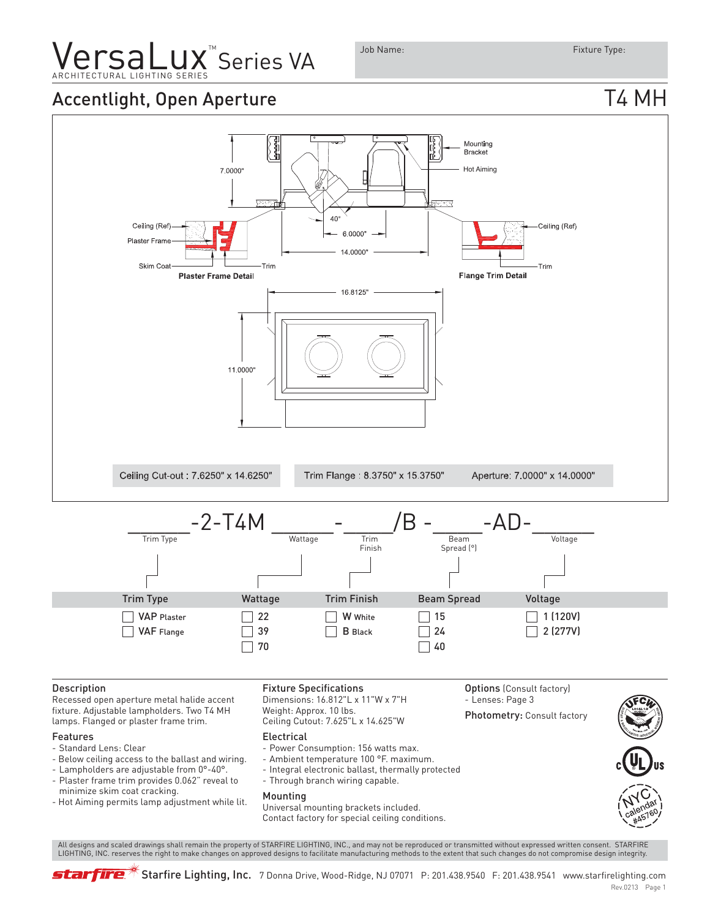# VersaLux™ Series VA

ARCHITECTURAL LIGHTING SERIES

Job Name: | Fixture Type:

## Accentlight, Open Aperture

## T4 MH

Mounting Bracket

Hot Aiming

7.0000"

40°

6.0000"

14.0000"

Ceiling (Ref)

Plaster Frame

Skim Coat

Trim

**Plaster Frame Detail**

Ceiling (Ref)

Trim

**Flange Trim Detail**

16.8125"

11.0000"

Ceiling Cut-out : 7.6250" x 14.6250"

Trim Flange : 8.3750" x 15.3750"

Aperture: 7.0000" x 14.0000"

______-2-T4M ______-______/B -______-AD-______

| Trim Type | Wattage | Trim Finish | Beam Spread (°) | Voltage |
|---|---|---|---|---|
| ☐ VAP Plaster | ☐ 22 | ☐ W White | ☐ 15 | ☐ 1 (120V) |
| ☐ VAF Flange | ☐ 39 | ☐ B Black | ☐ 24 | ☐ 2 (277V) |
| | ☐ 70 | | ☐ 40 | |

### Description

Recessed open aperture metal halide accent fixture. Adjustable lampholders. Two T4 MH lamps. Flanged or plaster frame trim.

### Features

- Standard Lens: Clear
- Below ceiling access to the ballast and wiring.
- Lampholders are adjustable from 0°-40°.
- Plaster frame trim provides 0.062" reveal to minimize skim coat cracking.
- Hot Aiming permits lamp adjustment while lit.

### Fixture Specifications

Dimensions: 16.812"L x 11"W x 7"H
Weight: Approx. 10 lbs.
Ceiling Cutout: 7.625"L x 14.625"W

### Electrical

- Power Consumption: 156 watts max.
- Ambient temperature 100 °F. maximum.
- Integral electronic ballast, thermally protected
- Through branch wiring capable.

### Mounting

Universal mounting brackets included.
Contact factory for special ceiling conditions.

**Options** (Consult factory)
- Lenses: Page 3

**Photometry:** Consult factory

NYC calendar #45760

All designs and scaled drawings shall remain the property of STARFIRE LIGHTING, INC., and may not be reproduced or transmitted without expressed written consent. STARFIRE LIGHTING, INC. reserves the right to make changes on approved designs to facilitate manufacturing methods to the extent that such changes do not compromise design integrity.

Starfire Lighting, Inc. 7 Donna Drive, Wood-Ridge, NJ 07071 P: 201.438.9540 F: 201.438.9541 www.starfirelighting.com

Rev.0213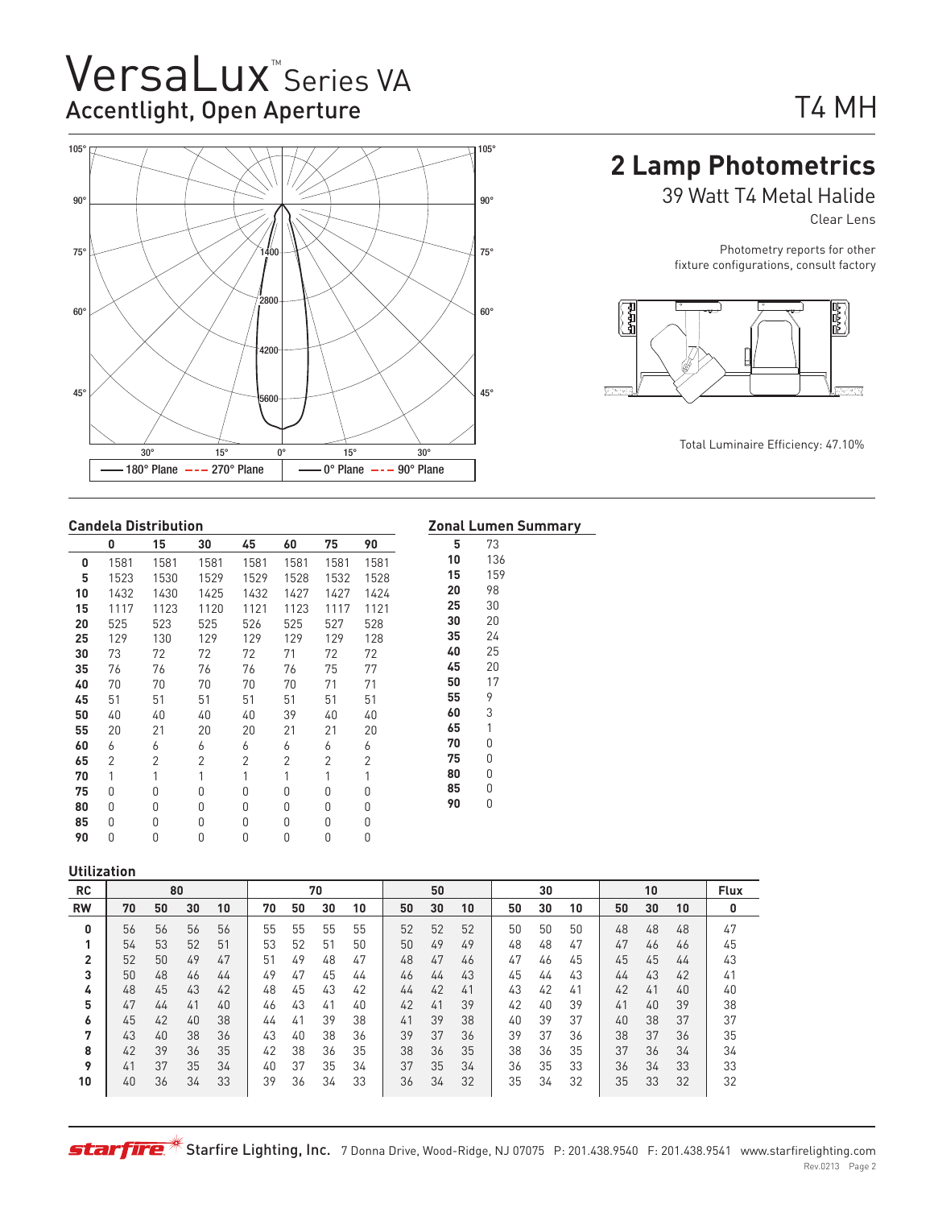# VersaLux™ Series VA

## Accentlight, Open Aperture

T4 MH

## 2 Lamp Photometrics

39 Watt T4 Metal Halide

Clear Lens

Photometry reports for other fixture configurations, consult factory

Total Luminaire Efficiency: 47.10%

### Candela Distribution

| | 0 | 15 | 30 | 45 | 60 | 75 | 90 |
|---|---|---|---|---|---|---|---|
| **0** | 1581 | 1581 | 1581 | 1581 | 1581 | 1581 | 1581 |
| **5** | 1523 | 1530 | 1529 | 1529 | 1528 | 1532 | 1528 |
| **10** | 1432 | 1430 | 1425 | 1432 | 1427 | 1427 | 1424 |
| **15** | 1117 | 1123 | 1120 | 1121 | 1123 | 1117 | 1121 |
| **20** | 525 | 523 | 525 | 526 | 525 | 527 | 528 |
| **25** | 129 | 130 | 129 | 129 | 129 | 129 | 128 |
| **30** | 73 | 72 | 72 | 72 | 71 | 72 | 72 |
| **35** | 76 | 76 | 76 | 76 | 76 | 75 | 77 |
| **40** | 70 | 70 | 70 | 70 | 70 | 71 | 71 |
| **45** | 51 | 51 | 51 | 51 | 51 | 51 | 51 |
| **50** | 40 | 40 | 40 | 40 | 39 | 40 | 40 |
| **55** | 20 | 21 | 20 | 20 | 21 | 21 | 20 |
| **60** | 6 | 6 | 6 | 6 | 6 | 6 | 6 |
| **65** | 2 | 2 | 2 | 2 | 2 | 2 | 2 |
| **70** | 1 | 1 | 1 | 1 | 1 | 1 | 1 |
| **75** | 0 | 0 | 0 | 0 | 0 | 0 | 0 |
| **80** | 0 | 0 | 0 | 0 | 0 | 0 | 0 |
| **85** | 0 | 0 | 0 | 0 | 0 | 0 | 0 |
| **90** | 0 | 0 | 0 | 0 | 0 | 0 | 0 |

### Zonal Lumen Summary

| | |
|---|---|
| **5** | 73 |
| **10** | 136 |
| **15** | 159 |
| **20** | 98 |
| **25** | 30 |
| **30** | 20 |
| **35** | 24 |
| **40** | 25 |
| **45** | 20 |
| **50** | 17 |
| **55** | 9 |
| **60** | 3 |
| **65** | 1 |
| **70** | 0 |
| **75** | 0 |
| **80** | 0 |
| **85** | 0 |
| **90** | 0 |

### Utilization

| RC | 80 | | | | 70 | | | | 50 | | | 30 | | | 10 | | | Flux |
|---|---|---|---|---|---|---|---|---|---|---|---|---|---|---|---|---|---|---|
| **RW** | **70** | **50** | **30** | **10** | **70** | **50** | **30** | **10** | **50** | **30** | **10** | **50** | **30** | **10** | **50** | **30** | **10** | **0** |
| **0** | 56 | 56 | 56 | 56 | 55 | 55 | 55 | 55 | 52 | 52 | 52 | 50 | 50 | 50 | 48 | 48 | 48 | 47 |
| **1** | 54 | 53 | 52 | 51 | 53 | 52 | 51 | 50 | 50 | 49 | 49 | 48 | 48 | 47 | 47 | 46 | 46 | 45 |
| **2** | 52 | 50 | 49 | 47 | 51 | 49 | 48 | 47 | 48 | 47 | 46 | 47 | 46 | 45 | 45 | 45 | 44 | 43 |
| **3** | 50 | 48 | 46 | 44 | 49 | 47 | 45 | 44 | 46 | 44 | 43 | 45 | 44 | 43 | 44 | 43 | 42 | 41 |
| **4** | 48 | 45 | 43 | 42 | 48 | 45 | 43 | 42 | 44 | 42 | 41 | 43 | 42 | 41 | 42 | 41 | 40 | 40 |
| **5** | 47 | 44 | 41 | 40 | 46 | 43 | 41 | 40 | 42 | 41 | 39 | 42 | 40 | 39 | 41 | 40 | 39 | 38 |
| **6** | 45 | 42 | 40 | 38 | 44 | 41 | 39 | 38 | 41 | 39 | 38 | 40 | 39 | 37 | 40 | 38 | 37 | 37 |
| **7** | 43 | 40 | 38 | 36 | 43 | 40 | 38 | 36 | 39 | 37 | 36 | 39 | 37 | 36 | 38 | 37 | 36 | 35 |
| **8** | 42 | 39 | 36 | 35 | 42 | 38 | 36 | 35 | 38 | 36 | 35 | 38 | 36 | 35 | 37 | 36 | 34 | 34 |
| **9** | 41 | 37 | 35 | 34 | 40 | 37 | 35 | 34 | 37 | 35 | 34 | 36 | 35 | 33 | 36 | 34 | 33 | 33 |
| **10** | 40 | 36 | 34 | 33 | 39 | 36 | 34 | 33 | 36 | 34 | 32 | 35 | 34 | 32 | 35 | 33 | 32 | 32 |

Starfire Lighting, Inc. 7 Donna Drive, Wood-Ridge, NJ 07075 P: 201.438.9540 F: 201.438.9541 www.starfirelighting.com

Rev.0213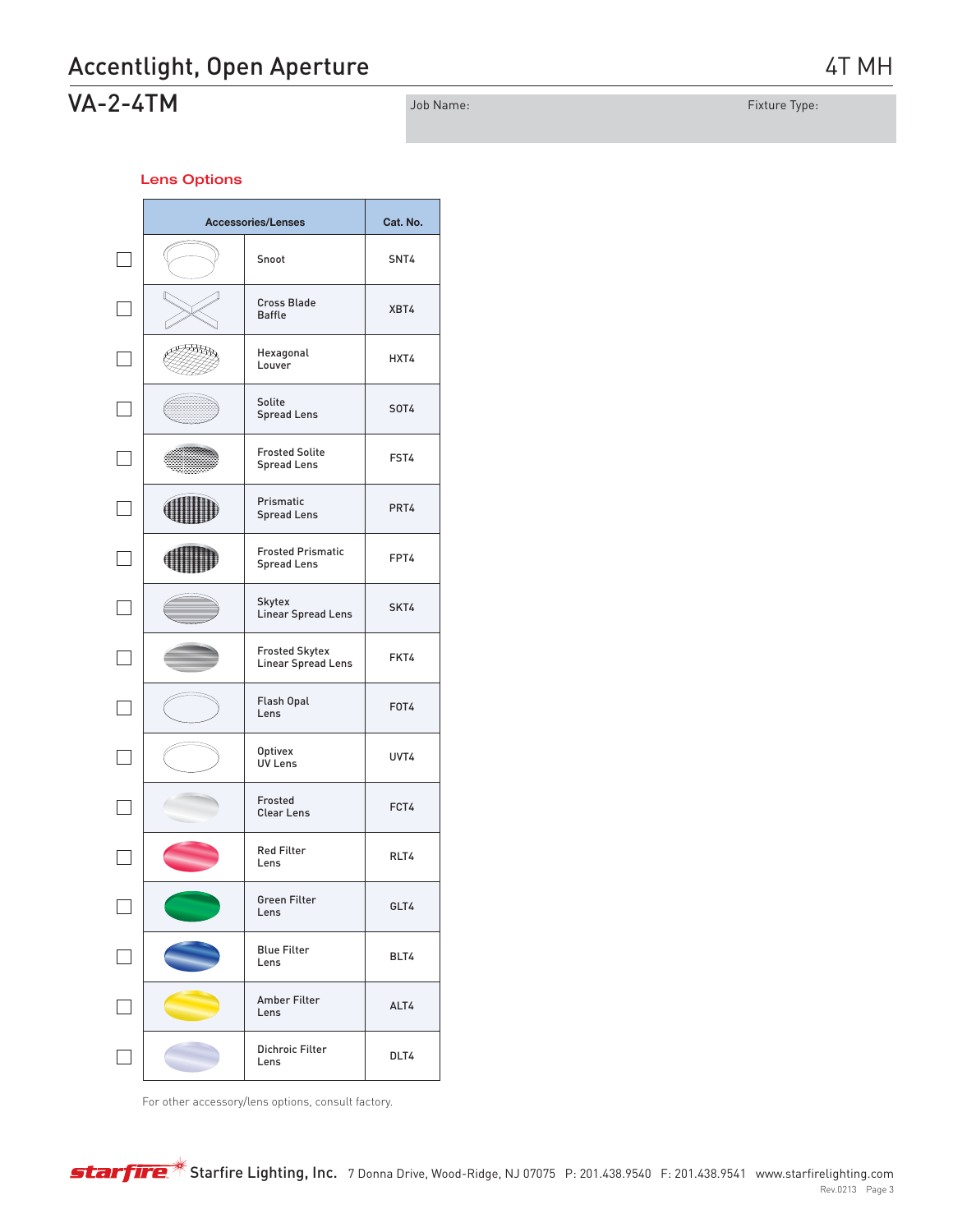# Accentlight, Open Aperture

4T MH

## VA-2-4TM

Job Name: Fixture Type:

### Lens Options

| | Accessories/Lenses | | Cat. No. |
|---|---|---|---|
| ☐ | | Snoot | SNT4 |
| ☐ | | Cross Blade Baffle | XBT4 |
| ☐ | | Hexagonal Louver | HXT4 |
| ☐ | | Solite Spread Lens | SOT4 |
| ☐ | | Frosted Solite Spread Lens | FST4 |
| ☐ | | Prismatic Spread Lens | PRT4 |
| ☐ | | Frosted Prismatic Spread Lens | FPT4 |
| ☐ | | Skytex Linear Spread Lens | SKT4 |
| ☐ | | Frosted Skytex Linear Spread Lens | FKT4 |
| ☐ | | Flash Opal Lens | FOT4 |
| ☐ | | Optivex UV Lens | UVT4 |
| ☐ | | Frosted Clear Lens | FCT4 |
| ☐ | | Red Filter Lens | RLT4 |
| ☐ | | Green Filter Lens | GLT4 |
| ☐ | | Blue Filter Lens | BLT4 |
| ☐ | | Amber Filter Lens | ALT4 |
| ☐ | | Dichroic Filter Lens | DLT4 |

For other accessory/lens options, consult factory.

Starfire Lighting, Inc. 7 Donna Drive, Wood-Ridge, NJ 07075 P: 201.438.9540 F: 201.438.9541 www.starfirelighting.com

Rev.0213